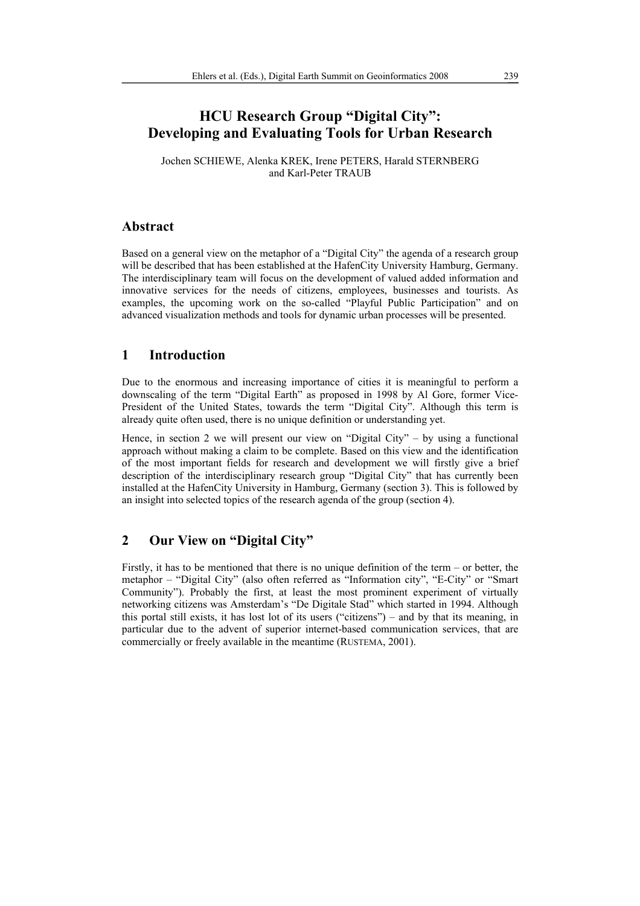# HCU Research Group "Digital City": Developing and Evaluating Tools for Urban Research

Jochen SCHIEWE, Alenka KREK, Irene PETERS, Harald STERNBERG and Karl-Peter TRAUB

## Abstract

Based on a general view on the metaphor of a "Digital City" the agenda of a research group will be described that has been established at the HafenCity University Hamburg, Germany. The interdisciplinary team will focus on the development of valued added information and innovative services for the needs of citizens, employees, businesses and tourists. As examples, the upcoming work on the so-called "Playful Public Participation" and on advanced visualization methods and tools for dynamic urban processes will be presented.

## 1 Introduction

Due to the enormous and increasing importance of cities it is meaningful to perform a downscaling of the term "Digital Earth" as proposed in 1998 by Al Gore, former Vice-President of the United States, towards the term "Digital City". Although this term is already quite often used, there is no unique definition or understanding yet.

Hence, in section 2 we will present our view on "Digital City" – by using a functional approach without making a claim to be complete. Based on this view and the identification of the most important fields for research and development we will firstly give a brief description of the interdisciplinary research group "Digital City" that has currently been installed at the HafenCity University in Hamburg, Germany (section 3). This is followed by an insight into selected topics of the research agenda of the group (section 4).

## 2 Our View on "Digital City"

Firstly, it has to be mentioned that there is no unique definition of the term – or better, the metaphor – "Digital City" (also often referred as "Information city", "E-City" or "Smart Community"). Probably the first, at least the most prominent experiment of virtually networking citizens was Amsterdam's "De Digitale Stad" which started in 1994. Although this portal still exists, it has lost lot of its users ("citizens") – and by that its meaning, in particular due to the advent of superior internet-based communication services, that are commercially or freely available in the meantime (RUSTEMA, 2001).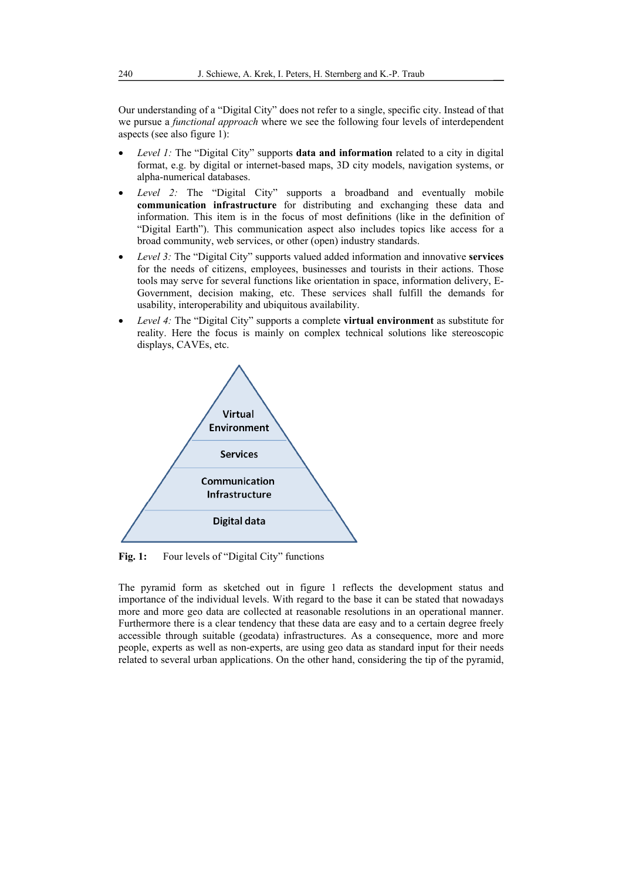Our understanding of a "Digital City" does not refer to a single, specific city. Instead of that we pursue a *functional approach* where we see the following four levels of interdependent aspects (see also figure 1):

- *Level 1:* The "Digital City" supports **data and information** related to a city in digital format, e.g. by digital or internet-based maps, 3D city models, navigation systems, or alpha-numerical databases.
- *Level 2:* The "Digital City" supports a broadband and eventually mobile **communication infrastructure** for distributing and exchanging these data and information. This item is in the focus of most definitions (like in the definition of "Digital Earth"). This communication aspect also includes topics like access for a broad community, web services, or other (open) industry standards.
- *Level 3:* The "Digital City" supports valued added information and innovative **services** for the needs of citizens, employees, businesses and tourists in their actions. Those tools may serve for several functions like orientation in space, information delivery, E-Government, decision making, etc. These services shall fulfill the demands for usability, interoperability and ubiquitous availability.
- *Level 4:* The "Digital City" supports a complete **virtual environment** as substitute for reality. Here the focus is mainly on complex technical solutions like stereoscopic displays, CAVEs, etc.

Virtual Environment

Services

Communication Infrastructure

Digital data

**Fig. 1:** Four levels of "Digital City" functions

The pyramid form as sketched out in figure 1 reflects the development status and importance of the individual levels. With regard to the base it can be stated that nowadays more and more geo data are collected at reasonable resolutions in an operational manner. Furthermore there is a clear tendency that these data are easy and to a certain degree freely accessible through suitable (geodata) infrastructures. As a consequence, more and more people, experts as well as non-experts, are using geo data as standard input for their needs related to several urban applications. On the other hand, considering the tip of the pyramid,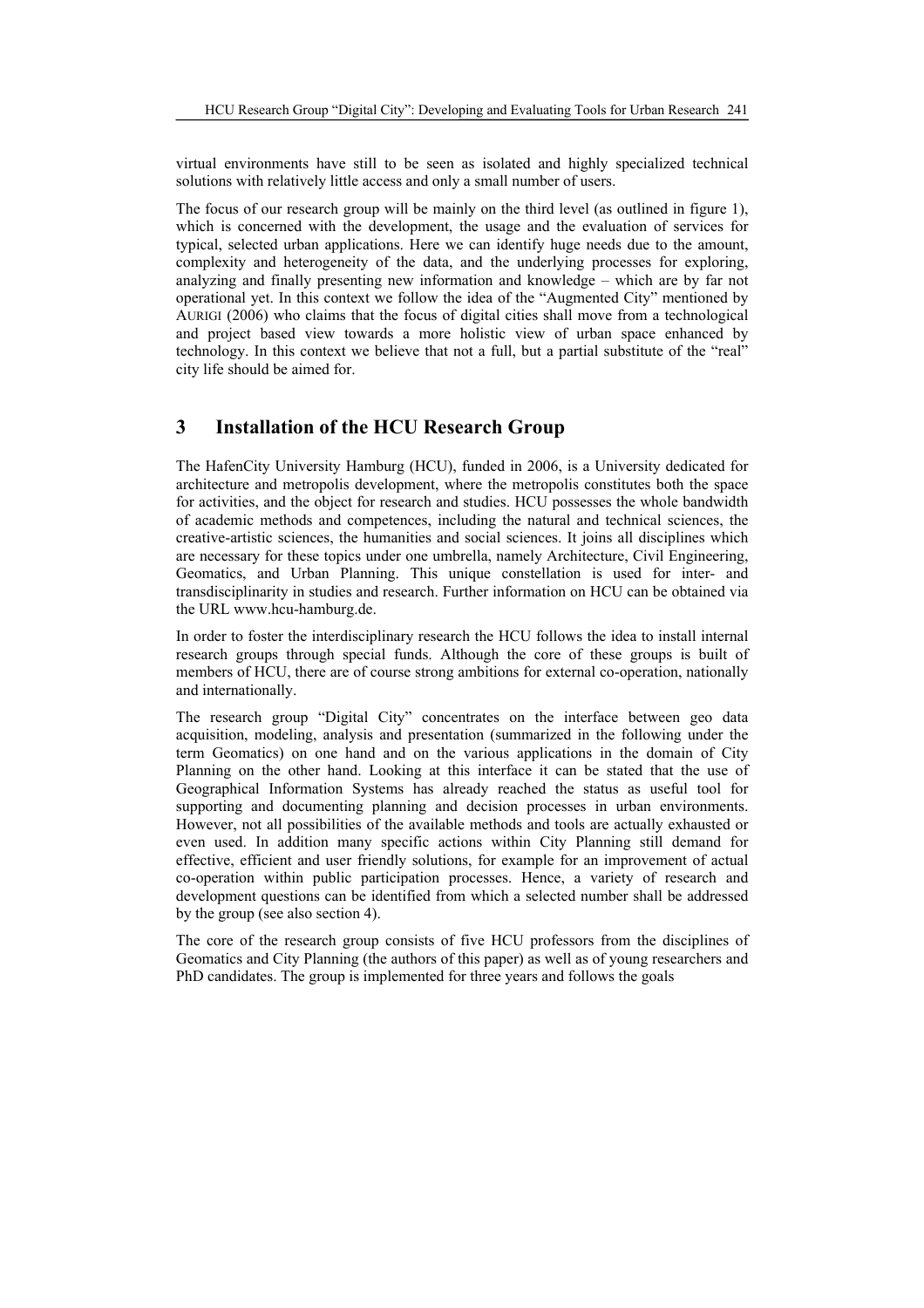virtual environments have still to be seen as isolated and highly specialized technical solutions with relatively little access and only a small number of users.

The focus of our research group will be mainly on the third level (as outlined in figure 1), which is concerned with the development, the usage and the evaluation of services for typical, selected urban applications. Here we can identify huge needs due to the amount, complexity and heterogeneity of the data, and the underlying processes for exploring, analyzing and finally presenting new information and knowledge – which are by far not operational yet. In this context we follow the idea of the "Augmented City" mentioned by AURIGI (2006) who claims that the focus of digital cities shall move from a technological and project based view towards a more holistic view of urban space enhanced by technology. In this context we believe that not a full, but a partial substitute of the "real" city life should be aimed for.

## 3 Installation of the HCU Research Group

The HafenCity University Hamburg (HCU), funded in 2006, is a University dedicated for architecture and metropolis development, where the metropolis constitutes both the space for activities, and the object for research and studies. HCU possesses the whole bandwidth of academic methods and competences, including the natural and technical sciences, the creative-artistic sciences, the humanities and social sciences. It joins all disciplines which are necessary for these topics under one umbrella, namely Architecture, Civil Engineering, Geomatics, and Urban Planning. This unique constellation is used for inter- and transdisciplinarity in studies and research. Further information on HCU can be obtained via the URL www.hcu-hamburg.de.

In order to foster the interdisciplinary research the HCU follows the idea to install internal research groups through special funds. Although the core of these groups is built of members of HCU, there are of course strong ambitions for external co-operation, nationally and internationally.

The research group "Digital City" concentrates on the interface between geo data acquisition, modeling, analysis and presentation (summarized in the following under the term Geomatics) on one hand and on the various applications in the domain of City Planning on the other hand. Looking at this interface it can be stated that the use of Geographical Information Systems has already reached the status as useful tool for supporting and documenting planning and decision processes in urban environments. However, not all possibilities of the available methods and tools are actually exhausted or even used. In addition many specific actions within City Planning still demand for effective, efficient and user friendly solutions, for example for an improvement of actual co-operation within public participation processes. Hence, a variety of research and development questions can be identified from which a selected number shall be addressed by the group (see also section 4).

The core of the research group consists of five HCU professors from the disciplines of Geomatics and City Planning (the authors of this paper) as well as of young researchers and PhD candidates. The group is implemented for three years and follows the goals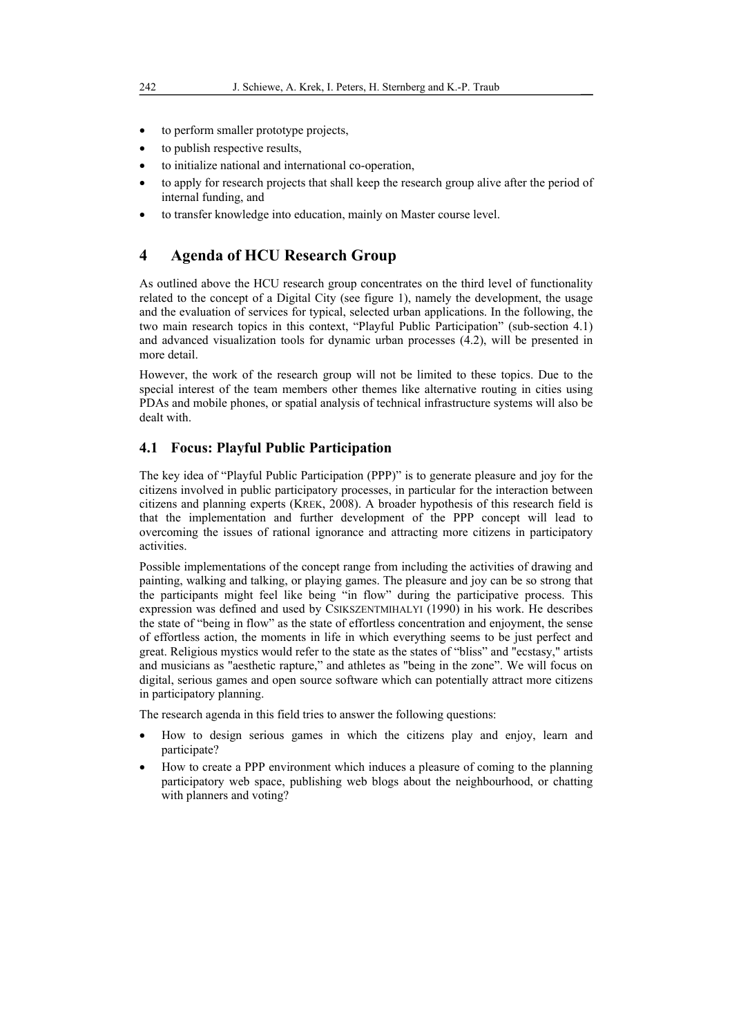- to perform smaller prototype projects,
- to publish respective results,
- to initialize national and international co-operation,
- to apply for research projects that shall keep the research group alive after the period of internal funding, and
- to transfer knowledge into education, mainly on Master course level.

# 4 Agenda of HCU Research Group

As outlined above the HCU research group concentrates on the third level of functionality related to the concept of a Digital City (see figure 1), namely the development, the usage and the evaluation of services for typical, selected urban applications. In the following, the two main research topics in this context, "Playful Public Participation" (sub-section 4.1) and advanced visualization tools for dynamic urban processes (4.2), will be presented in more detail.

However, the work of the research group will not be limited to these topics. Due to the special interest of the team members other themes like alternative routing in cities using PDAs and mobile phones, or spatial analysis of technical infrastructure systems will also be dealt with.

## 4.1 Focus: Playful Public Participation

The key idea of "Playful Public Participation (PPP)" is to generate pleasure and joy for the citizens involved in public participatory processes, in particular for the interaction between citizens and planning experts (KREK, 2008). A broader hypothesis of this research field is that the implementation and further development of the PPP concept will lead to overcoming the issues of rational ignorance and attracting more citizens in participatory activities.

Possible implementations of the concept range from including the activities of drawing and painting, walking and talking, or playing games. The pleasure and joy can be so strong that the participants might feel like being "in flow" during the participative process. This expression was defined and used by CSIKSZENTMIHALYI (1990) in his work. He describes the state of "being in flow" as the state of effortless concentration and enjoyment, the sense of effortless action, the moments in life in which everything seems to be just perfect and great. Religious mystics would refer to the state as the states of "bliss" and "ecstasy," artists and musicians as "aesthetic rapture," and athletes as "being in the zone". We will focus on digital, serious games and open source software which can potentially attract more citizens in participatory planning.

The research agenda in this field tries to answer the following questions:

- How to design serious games in which the citizens play and enjoy, learn and participate?
- How to create a PPP environment which induces a pleasure of coming to the planning participatory web space, publishing web blogs about the neighbourhood, or chatting with planners and voting?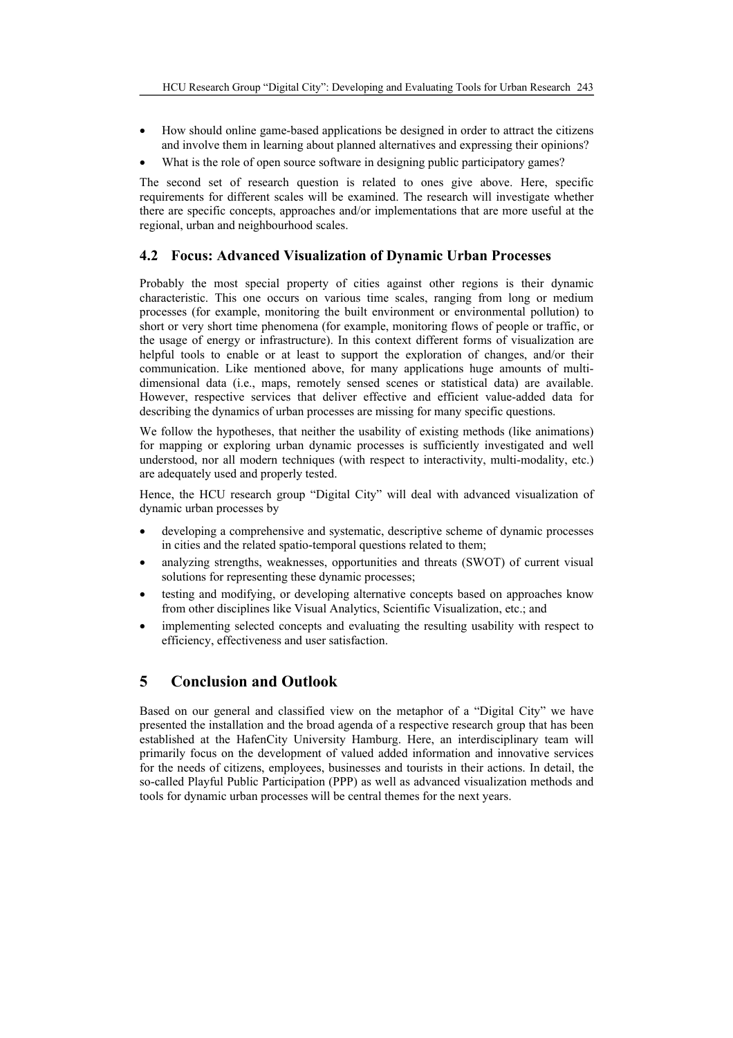- How should online game-based applications be designed in order to attract the citizens and involve them in learning about planned alternatives and expressing their opinions?
- What is the role of open source software in designing public participatory games?

The second set of research question is related to ones give above. Here, specific requirements for different scales will be examined. The research will investigate whether there are specific concepts, approaches and/or implementations that are more useful at the regional, urban and neighbourhood scales.

### 4.2 Focus: Advanced Visualization of Dynamic Urban Processes

Probably the most special property of cities against other regions is their dynamic characteristic. This one occurs on various time scales, ranging from long or medium processes (for example, monitoring the built environment or environmental pollution) to short or very short time phenomena (for example, monitoring flows of people or traffic, or the usage of energy or infrastructure). In this context different forms of visualization are helpful tools to enable or at least to support the exploration of changes, and/or their communication. Like mentioned above, for many applications huge amounts of multi-dimensional data (i.e., maps, remotely sensed scenes or statistical data) are available. However, respective services that deliver effective and efficient value-added data for describing the dynamics of urban processes are missing for many specific questions.

We follow the hypotheses, that neither the usability of existing methods (like animations) for mapping or exploring urban dynamic processes is sufficiently investigated and well understood, nor all modern techniques (with respect to interactivity, multi-modality, etc.) are adequately used and properly tested.

Hence, the HCU research group "Digital City" will deal with advanced visualization of dynamic urban processes by

- developing a comprehensive and systematic, descriptive scheme of dynamic processes in cities and the related spatio-temporal questions related to them;
- analyzing strengths, weaknesses, opportunities and threats (SWOT) of current visual solutions for representing these dynamic processes;
- testing and modifying, or developing alternative concepts based on approaches know from other disciplines like Visual Analytics, Scientific Visualization, etc.; and
- implementing selected concepts and evaluating the resulting usability with respect to efficiency, effectiveness and user satisfaction.

## 5 Conclusion and Outlook

Based on our general and classified view on the metaphor of a "Digital City" we have presented the installation and the broad agenda of a respective research group that has been established at the HafenCity University Hamburg. Here, an interdisciplinary team will primarily focus on the development of valued added information and innovative services for the needs of citizens, employees, businesses and tourists in their actions. In detail, the so-called Playful Public Participation (PPP) as well as advanced visualization methods and tools for dynamic urban processes will be central themes for the next years.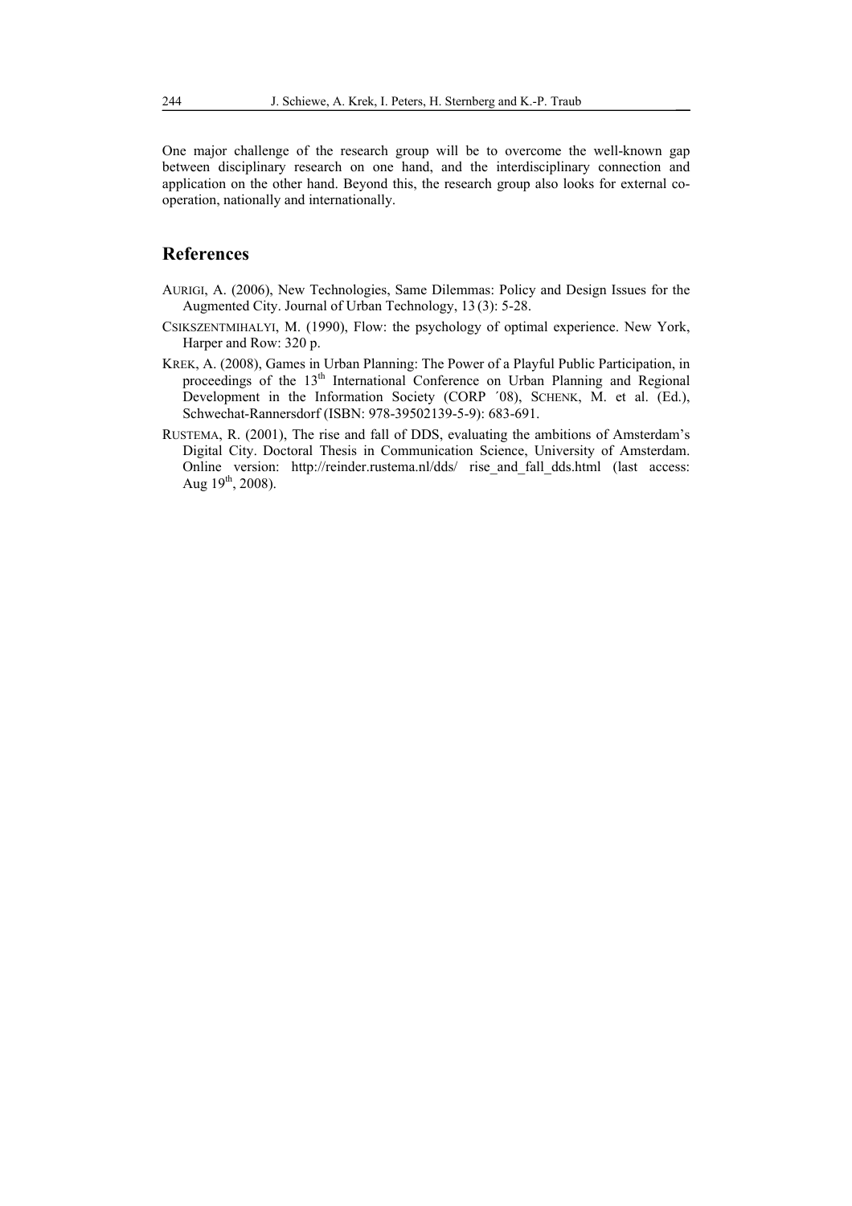One major challenge of the research group will be to overcome the well-known gap between disciplinary research on one hand, and the interdisciplinary connection and application on the other hand. Beyond this, the research group also looks for external co-operation, nationally and internationally.

## References

AURIGI, A. (2006), New Technologies, Same Dilemmas: Policy and Design Issues for the Augmented City. Journal of Urban Technology, 13 (3): 5-28.

CSIKSZENTMIHALYI, M. (1990), Flow: the psychology of optimal experience. New York, Harper and Row: 320 p.

KREK, A. (2008), Games in Urban Planning: The Power of a Playful Public Participation, in proceedings of the 13th International Conference on Urban Planning and Regional Development in the Information Society (CORP ´08), SCHENK, M. et al. (Ed.), Schwechat-Rannersdorf (ISBN: 978-39502139-5-9): 683-691.

RUSTEMA, R. (2001), The rise and fall of DDS, evaluating the ambitions of Amsterdam's Digital City. Doctoral Thesis in Communication Science, University of Amsterdam. Online version: http://reinder.rustema.nl/dds/ rise_and_fall_dds.html (last access: Aug 19th, 2008).